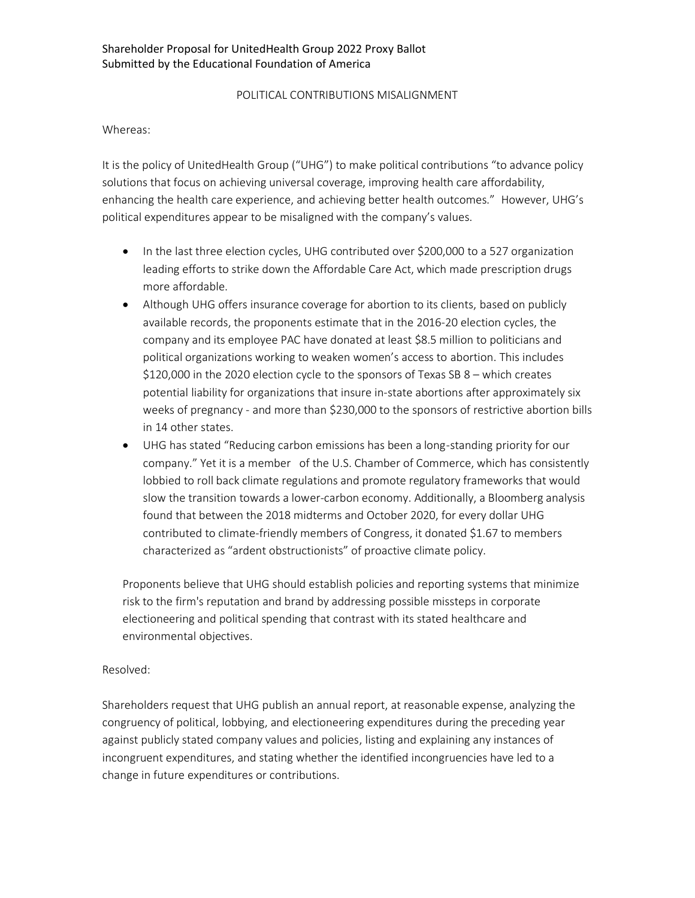Shareholder Proposal for UnitedHealth Group 2022 Proxy Ballot
Submitted by the Educational Foundation of America

## POLITICAL CONTRIBUTIONS MISALIGNMENT

Whereas:

It is the policy of UnitedHealth Group ("UHG") to make political contributions "to advance policy solutions that focus on achieving universal coverage, improving health care affordability, enhancing the health care experience, and achieving better health outcomes." However, UHG's political expenditures appear to be misaligned with the company's values.

- In the last three election cycles, UHG contributed over $200,000 to a 527 organization leading efforts to strike down the Affordable Care Act, which made prescription drugs more affordable.
- Although UHG offers insurance coverage for abortion to its clients, based on publicly available records, the proponents estimate that in the 2016-20 election cycles, the company and its employee PAC have donated at least $8.5 million to politicians and political organizations working to weaken women's access to abortion. This includes $120,000 in the 2020 election cycle to the sponsors of Texas SB 8 – which creates potential liability for organizations that insure in-state abortions after approximately six weeks of pregnancy - and more than $230,000 to the sponsors of restrictive abortion bills in 14 other states.
- UHG has stated "Reducing carbon emissions has been a long-standing priority for our company." Yet it is a member of the U.S. Chamber of Commerce, which has consistently lobbied to roll back climate regulations and promote regulatory frameworks that would slow the transition towards a lower-carbon economy. Additionally, a Bloomberg analysis found that between the 2018 midterms and October 2020, for every dollar UHG contributed to climate-friendly members of Congress, it donated $1.67 to members characterized as "ardent obstructionists" of proactive climate policy.

Proponents believe that UHG should establish policies and reporting systems that minimize risk to the firm's reputation and brand by addressing possible missteps in corporate electioneering and political spending that contrast with its stated healthcare and environmental objectives.

Resolved:

Shareholders request that UHG publish an annual report, at reasonable expense, analyzing the congruency of political, lobbying, and electioneering expenditures during the preceding year against publicly stated company values and policies, listing and explaining any instances of incongruent expenditures, and stating whether the identified incongruencies have led to a change in future expenditures or contributions.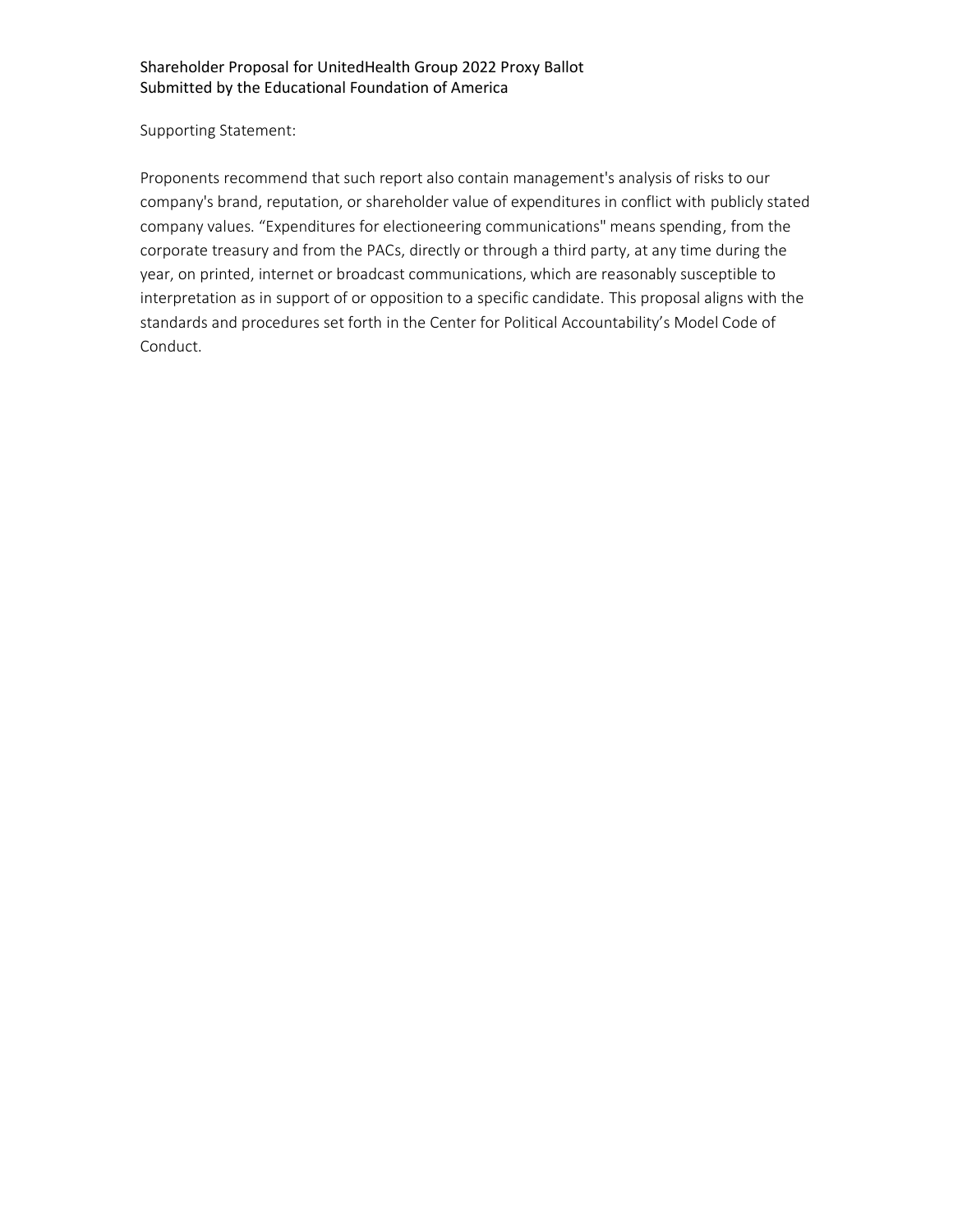Shareholder Proposal for UnitedHealth Group 2022 Proxy Ballot
Submitted by the Educational Foundation of America

Supporting Statement:

Proponents recommend that such report also contain management's analysis of risks to our company's brand, reputation, or shareholder value of expenditures in conflict with publicly stated company values. “Expenditures for electioneering communications" means spending, from the corporate treasury and from the PACs, directly or through a third party, at any time during the year, on printed, internet or broadcast communications, which are reasonably susceptible to interpretation as in support of or opposition to a specific candidate. This proposal aligns with the standards and procedures set forth in the Center for Political Accountability’s Model Code of Conduct.